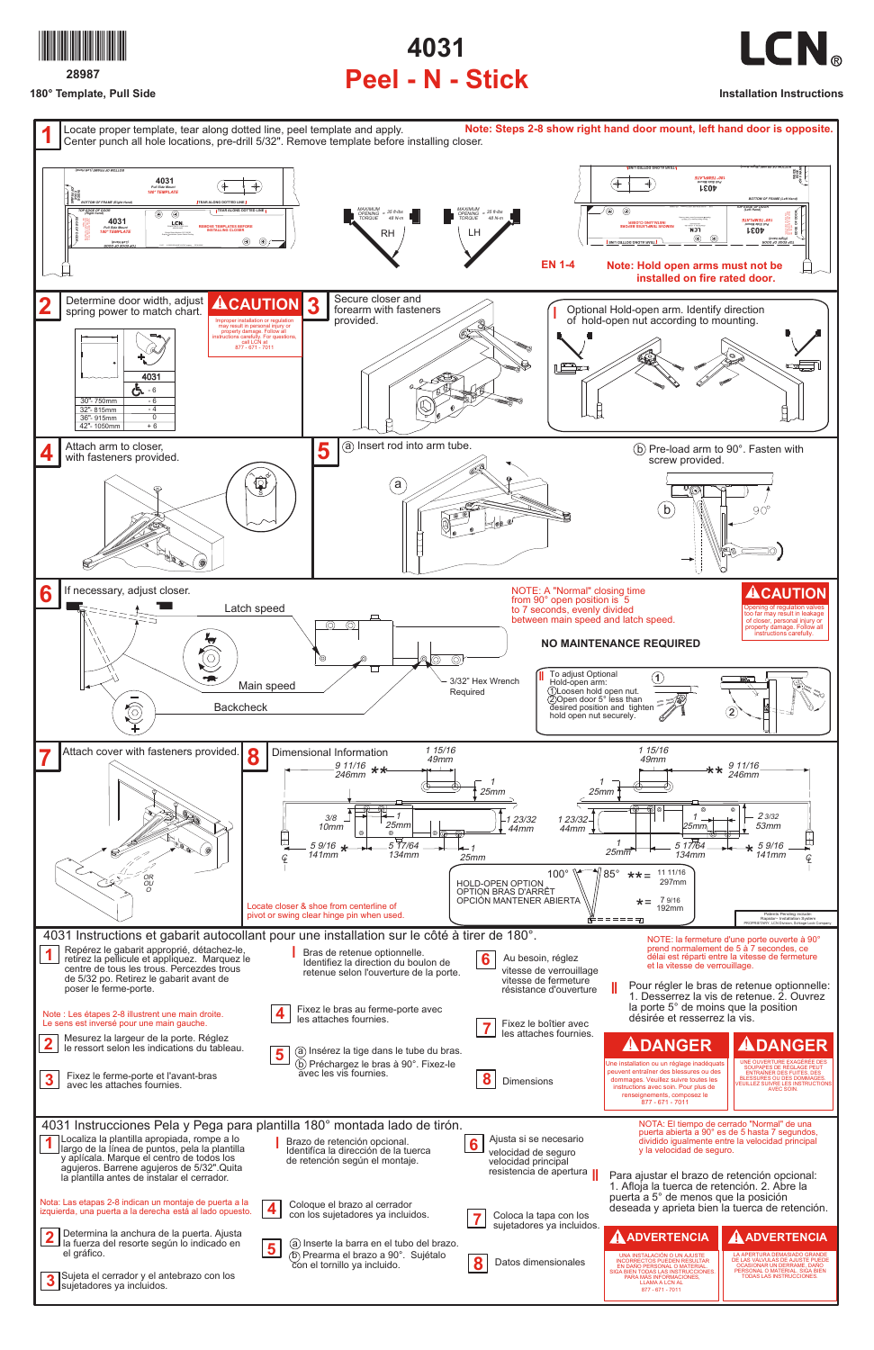28987

180° Template, Pull Side

# 4031
# Peel - N - Stick

LCN®

Installation Instructions

**1** Locate proper template, tear along dotted line, peel template and apply. Center punch all hole locations, pre-drill 5/32". Remove template before installing closer.

**Note: Steps 2-8 show right hand door mount, left hand door is opposite.**

MAXIMUM OPENING TORQUE = 35 lb-lbs / 48 N-m

RH

LH

EN 1-4

**Note: Hold open arms must not be installed on fire rated door.**

**2** Determine door width, adjust spring power to match chart.

| 4031 | |
|---|---|
| 30"- 750mm | - 6 |
| 32"- 815mm | - 4 |
| 36"- 915mm | 0 |
| 42"- 1050mm | + 6 |

**⚠CAUTION** Improper installation or regulation may result in personal injury or property damage. Follow all instructions carefully. For questions, call LCN at 877 - 671 - 7011

**3** Secure closer and forearm with fasteners provided.

**I** Optional Hold-open arm. Identify direction of hold-open nut according to mounting.

**4** Attach arm to closer, with fasteners provided.

**5** ⓐ Insert rod into arm tube.

ⓑ Pre-load arm to 90°. Fasten with screw provided.

**6** If necessary, adjust closer.

Latch speed

Main speed

Backcheck

3/32" Hex Wrench Required

NOTE: A "Normal" closing time from 90° open position is 5 to 7 seconds, evenly divided between main speed and latch speed.

**⚠CAUTION** Opening of regulation valves too far may result in leakage of closer, personal injury or property damage. Follow all instructions carefully.

**NO MAINTENANCE REQUIRED**

**II** To adjust Optional Hold-open arm:
① Loosen hold open nut.
② Open door 5° less than desired position and tighten hold open nut securely.

**7** Attach cover with fasteners provided.

OR / OU / O

**8** Dimensional Information

1 15/16 49mm; 9 11/16 246mm; 1 25mm; 3/8 10mm; 1 23/32 44mm; 5 9/16 141mm; 5 17/64 134mm; 2 3/32 53mm

HOLD-OPEN OPTION / OPTION BRAS D'ARRÊT / OPCIÓN MANTENER ABIERTA

100° ** = 11 11/16 297mm; 85° * = 7 9/16 192mm

Locate closer & shoe from centerline of pivot or swing clear hinge pin when used.

Patents Pending include: Rapiclor+ Installation System. PROPRIETARY: LCN Division, Schlage Lock Company

## 4031 Instructions et gabarit autocollant pour une installation sur le côté à tirer de 180°.

**1** Repérez le gabarit approprié, détachez-le, retirez la pellicule et appliquez. Marquez le centre de tous les trous. Percezdes trous de 5/32 po. Retirez le gabarit avant de poser le ferme-porte.

Note : Les étapes 2-8 illustrent une main droite. Le sens est inversé pour une main gauche.

**2** Mesurez la largeur de la porte. Réglez le ressort selon les indications du tableau.

**3** Fixez le ferme-porte et l'avant-bras avec les attaches fournies.

**I** Bras de retenue optionnelle. Identifiez la direction du boulon de retenue selon l'ouverture de la porte.

**4** Fixez le bras au ferme-porte avec les attaches fournies.

**5** ⓐ Insérez la tige dans le tube du bras. ⓑ Préchargez le bras à 90°. Fixez-le avec les vis fournies.

**6** Au besoin, réglez vitesse de verrouillage vitesse de fermeture résistance d'ouverture

**7** Fixez le boîtier avec les attaches fournies.

**8** Dimensions

NOTE: la fermeture d'une porte ouverte à 90° prend normalement de 5 à 7 secondes, ce délai est réparti entre la vitesse de fermeture et la vitesse de verrouillage.

**II** Pour régler le bras de retenue optionnelle: 1. Desserrez la vis de retenue. 2. Ouvrez la porte 5° de moins que la position désirée et resserrez la vis.

**⚠DANGER** Une installation ou un réglage inadéquats peuvent entraîner des blessures ou des dommages. Veuillez suivre toutes les instructions avec soin. Pour plus de renseignements, composez le 877 - 671 - 7011

**⚠DANGER** UNE OUVERTURE TROP EXAGÉRÉE DES SOUPAPES DE RÉGLAGE PEUT ENTRAÎNER DES FUITES, DES BLESSURES OU DES DOMMAGES. VEUILLEZ SUIVRE TOUTES LES INSTRUCTIONS AVEC SOIN.

## 4031 Instrucciones Pela y Pega para plantilla 180° montada lado de tirón.

**1** Localiza la plantilla apropiada, rompe a lo largo de la línea de puntos, pela la plantilla y aplícala. Marque el centro de todos los agujeros. Barrene agujeros de 5/32".Quita la plantilla antes de instalar el cerrador.

Nota: Las etapas 2-8 indican un montaje de puerta a la izquierda, una puerta a la derecha está al lado opuesto.

**2** Determina la anchura de la puerta. Ajusta la fuerza del resorte según lo indicado en el gráfico.

**3** Sujeta el cerrador y el antebrazo con los sujetadores ya incluidos.

**I** Brazo de retención opcional. Identifica la dirección de la tuerca de retención según el montaje.

**4** Coloque el brazo al cerrador con los sujetadores ya incluidos.

**5** ⓐ Inserte la barra en el tubo del brazo. ⓑ Prearma el brazo a 90°. Sujétalo con el tornillo ya incluido.

**6** Ajusta si se necesario velocidad de seguro velocidad principal resistencia de apertura

**7** Coloca la tapa con los sujetadores ya incluidos.

**8** Datos dimensionales

NOTA: El tiempo de cerrado "Normal" de una puerta abierta a 90° es de 5 hasta 7 segundos, dividido igualmente entre la velocidad principal y la velocidad de seguro.

**II** Para ajustar el brazo de retención opcional: 1. Afloja la tuerca de retención. 2. Abre la puerta a 5° de menos que la posición deseada y aprieta bien la tuerca de retención.

**⚠ADVERTENCIA** UNA INSTALACIÓN O UN AJUSTE INCORRECTOS PUEDEN RESULTAR EN DAÑO PERSONAL O MATERIAL. SIGA BIEN TODAS LAS INSTRUCCIONES. PARA MÁS INFORMACIONES, LLAMA A LCN AL 877 - 671 - 7011

**⚠ADVERTENCIA** LA APERTURA DEMASIADO GRANDE DE LAS VÁLVULAS DE AJUSTE PUEDE OCASIONAR UN DERRAME, DAÑO PERSONAL O MATERIAL. SIGA BIEN TODAS LAS INSTRUCCIONES.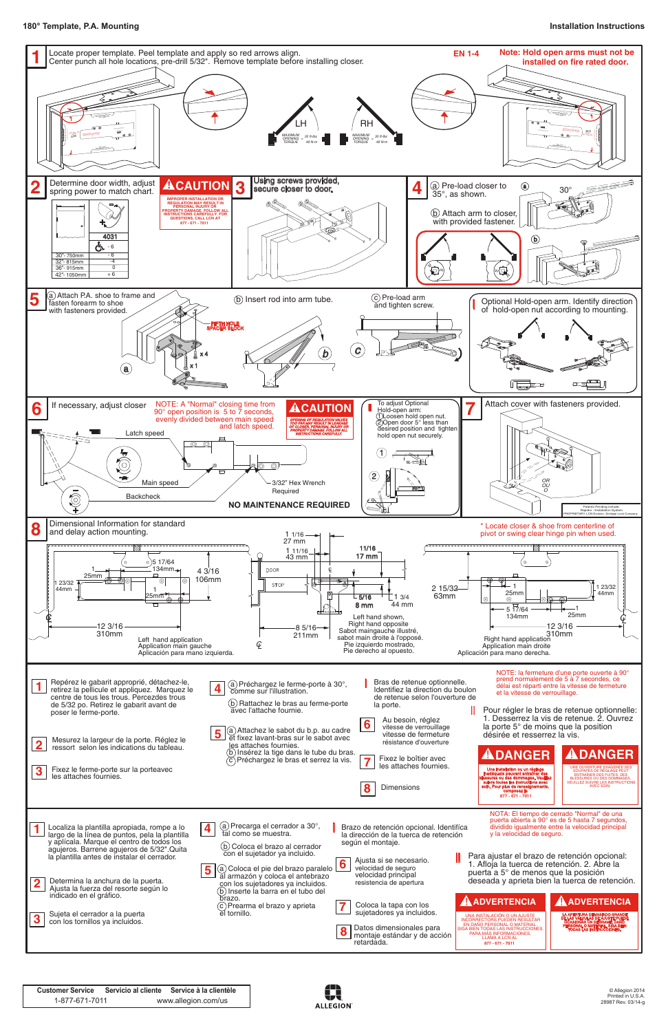**180° Template, P.A. Mounting** — **Installation Instructions**

**1** Locate proper template. Peel template and apply so red arrows align. Center punch all hole locations, pre-drill 5/32". Remove template before installing closer.

EN 1-4

**Note: Hold open arms must not be installed on fire rated door.**

LH — RH

MAXIMUM OPENING TORQUE 26 ft-lbs 48 N·m

**2** Determine door width, adjust spring power to match chart.

| | 4031 |
|---|---|
| ♿ | - 6 |
| 30"- 750mm | - 6 |
| 32"- 815mm | - 4 |
| 36"- 915mm | 0 |
| 42"- 1050mm | + 6 |

**⚠CAUTION** IMPROPER INSTALLATION OR REGULATION MAY RESULT IN PERSONAL INJURY OR PROPERTY DAMAGE. FOLLOW ALL INSTRUCTIONS CAREFULLY. FOR QUESTIONS, CALL LCN AT 877 - 671 - 7011

**3** Using screws provided, secure closer to door.

**4** ⓐ Pre-load closer to 35°, as shown. ⓑ Attach arm to closer, with provided fastener.

30°

**5** ⓐ Attach P.A. shoe to frame and fasten forearm to shoe with fasteners provided. ⓑ Insert rod into arm tube. ⓒ Pre-load arm and tighten screw.

FIFTH HOLE SPACER BLOCK

x 4 — x 1

Optional Hold-open arm. Identify direction of hold-open nut according to mounting.

**6** If necessary, adjust closer

NOTE: A "Normal" closing time from 90° open position is 5 to 7 seconds, evenly divided between main speed and latch speed.

**⚠CAUTION** OPENING OF REGULATION VALVES TOO FAR MAY RESULT IN LEAKAGE OF CLOSER, PERSONAL INJURY OR PROPERTY DAMAGE. FOLLOW ALL INSTRUCTIONS CAREFULLY.

Latch speed — Main speed — Backcheck

3/32" Hex Wrench Required

**NO MAINTENANCE REQUIRED**

To adjust Optional Hold-open arm:
① Loosen hold open nut.
② Open door 5° less than desired position and tighten hold open nut securely.

**7** Attach cover with fasteners provided.

OR OU O

Patents Pending include: Nagano - Installation System
PROPRIETARY: LCN Division, Schlage Lock Company

**8** Dimensional Information for standard and delay action mounting.

\* Locate closer & shoe from centerline of pivot or swing clear hinge pin when used.

1 1/16 27 mm; 1 11/16 43 mm; 11/16 17 mm; 5 17/64 134mm; 4 3/16 106mm; 1 25mm; 1 23/32 44mm; 1 25mm; DOOR; STOP; 5/16 8 mm; 1 3/4 44 mm; 2 15/32 63mm; 12 3/16 310mm; 8 5/16 211mm; 1 25mm; 5 17/64 134mm; 1 23/32 44mm; 1 25mm; 12 3/16 310mm

Left hand application
Application main gauche
Aplicación para mano izquierda.

Left hand shown, Right hand opposite
Sabot maingauche illustré, sabot main droite à l'opposé.
Pie izquierdo mostrado, Pie derecho al opuesto.

Right hand application
Application main droite
Aplicación para mano derecha.

---

**1** Repérez le gabarit approprié, détachez-le, retirez la pellicule et appliquez. Marquez le centre de tous les trous. Percezdes trous de 5/32 po. Retirez le gabarit avant de poser le ferme-porte.

**2** Mesurez la largeur de la porte. Réglez le ressort selon les indications du tableau.

**3** Fixez le ferme-porte sur la porteavec les attaches fournies.

**4** ⓐ Préchargez le ferme-porte à 30°, comme sur l'illustration. ⓑ Rattachez le bras au ferme-porte avec l'attache fournie.

**5** ⓐ Attachez le sabot du b.p. au cadre et fixez lavant-bras sur le sabot avec les attaches fournies. ⓑ Insérez la tige dans le tube du bras. ⓒ Préchargez le bras et serrez la vis.

Bras de retenue optionnelle. Identifiez la direction du boulon de retenue selon l'ouverture de la porte.

**6** Au besoin, réglez vitesse de verrouillage vitesse de fermeture résistance d'ouverture

**7** Fixez le boîtier avec les attaches fournies.

**8** Dimensions

NOTE: la fermeture d'une porte ouverte à 90° prend normalement de 5 à 7 secondes, ce délai est réparti entre la vitesse de fermeture et la vitesse de verrouillage.

Pour régler le bras de retenue optionnelle: 1. Desserrez la vis de retenue. 2. Ouvrez la porte 5° de moins que la position désirée et resserrez la vis.

**⚠DANGER** Une installation ou un réglage inadéquats peuvent entraîner des blessures ou des dommages. Veuillez suivre toutes les instructions avec soin. Pour plus de renseignements, composez le 877 - 671 - 7011

**⚠DANGER** UNE OUVERTURE EXAGÉRÉE DES SOUPAPES DE RÉGLAGE PEUT ENTRAÎNER DES FUITES, DES BLESSURES OU DES DOMMAGES. VEUILLEZ SUIVRE LES INSTRUCTIONS AVEC SOIN.

---

**1** Localiza la plantilla apropiada, rompe a lo largo de la línea de puntos, pela la plantilla y aplícala. Marque el centro de todos los agujeros. Barrene agujeros de 5/32".Quita la plantilla antes de instalar el cerrador.

**2** Determina la anchura de la puerta. Ajusta la fuerza del resorte según lo indicado en el gráfico.

**3** Sujeta el cerrador a la puerta con los tornillos ya incluidos.

**4** ⓐ Precarga el cerrador a 30°, tal como se muestra. ⓑ Coloca el brazo al cerrador con el sujetador ya incluido.

**5** ⓐ Coloca el pie del brazo paralelo al armazón y coloca el antebrazo con los sujetadores ya incluidos. ⓑ Inserte la barra en el tubo del brazo. ⓒ Prearma el brazo y aprieta el tornillo.

Brazo de retención opcional. Identifica la dirección de la tuerca de retención según el montaje.

**6** Ajusta si se necesario. velocidad de seguro velocidad principal resistencia de apertura

**7** Coloca la tapa con los sujetadores ya incluidos.

**8** Datos dimensionales para montaje estándar y de acción retardada.

NOTA: El tiempo de cerrado "Normal" de una puerta abierta a 90° es de 5 hasta 7 segundos, dividido igualmente entre la velocidad principal y la velocidad de seguro.

Para ajustar el brazo de retención opcional: 1. Afloja la tuerca de retención. 2. Abre la puerta a 5° de menos que la posición deseada y aprieta bien la tuerca de retención.

**⚠ADVERTENCIA** UNA INSTALACIÓN O UN AJUSTE INCORRECTOS PUEDEN RESULTAR EN DAÑO PERSONAL O MATERIAL. SIGA BIEN TODAS LAS INSTRUCCIONES. PARA MÁS INFORMACIONES, LLAMA A LCN AL 877 - 671 - 7011

**⚠ADVERTENCIA** LA APERTURA DEMASIADO GRANDE DE LAS VÁLVULAS DE AJUSTE PUEDE OCASIONAR UN DERRAME, DAÑO PERSONAL O MATERIAL. SIGA BIEN TODAS LAS INSTRUCCIONES.

| Customer Service | Servicio al cliente | Service à la clientèle |
|---|---|---|
| 1-877-671-7011 | www.allegion.com/us | |

ALLEGION

© Allegion 2014
Printed in U.S.A.
28987 Rev. 03/14-g